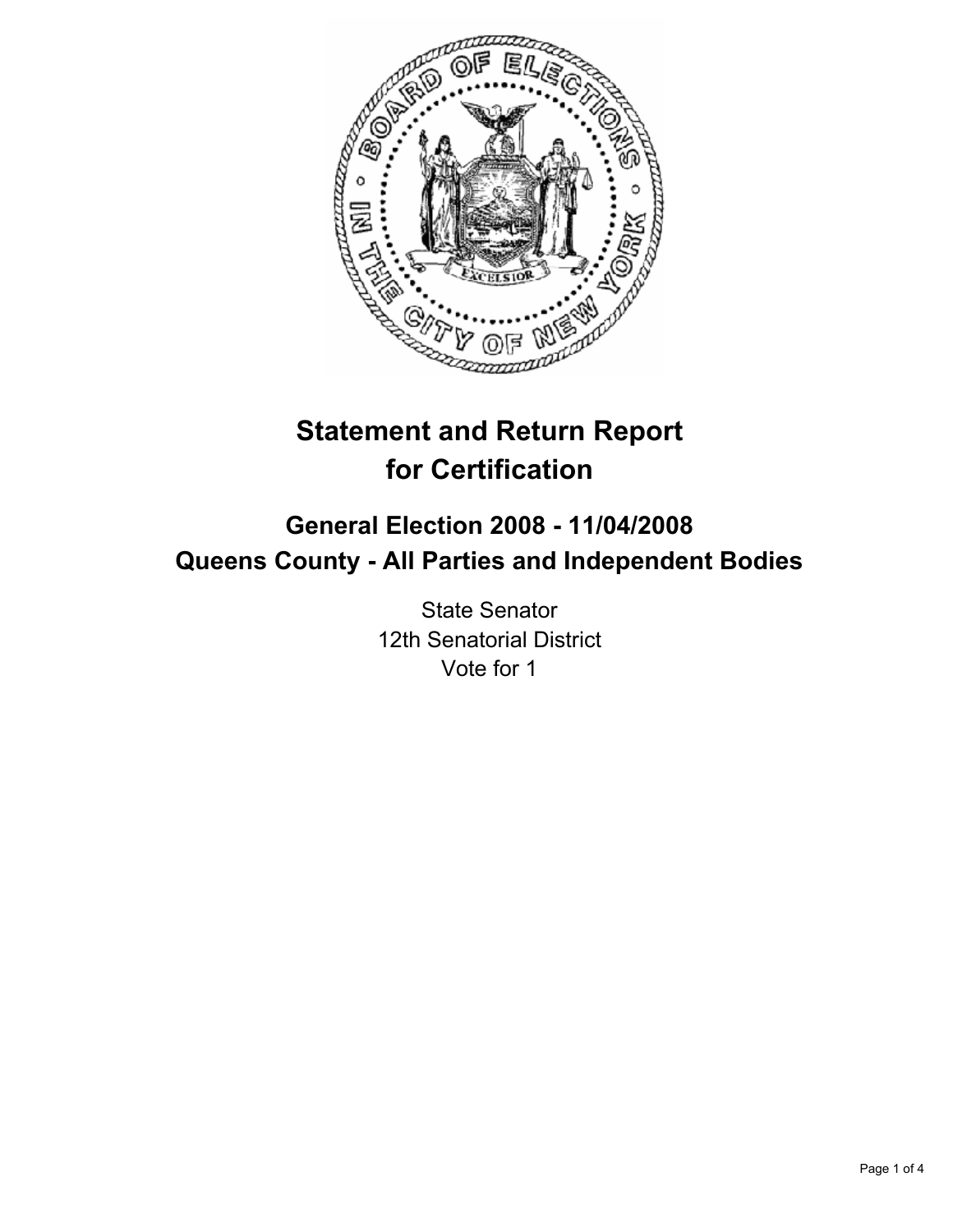# Statement and Return Report for Certification

## General Election 2008 - 11/04/2008
## Queens County - All Parties and Independent Bodies

State Senator
12th Senatorial District
Vote for 1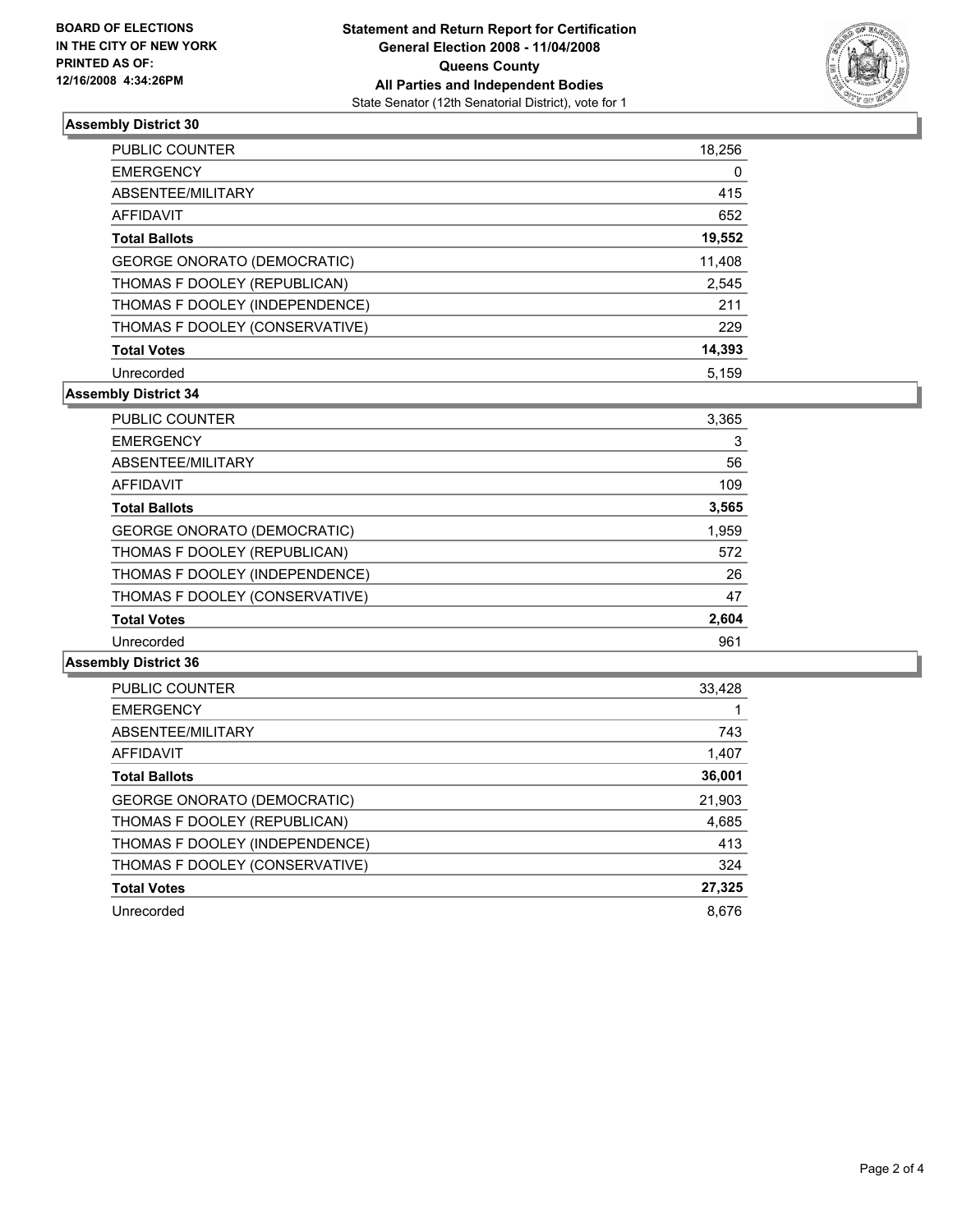**BOARD OF ELECTIONS IN THE CITY OF NEW YORK PRINTED AS OF: 12/16/2008 4:34:26PM**

**Statement and Return Report for Certification**
**General Election 2008 - 11/04/2008**
**Queens County**
**All Parties and Independent Bodies**
State Senator (12th Senatorial District), vote for 1

### Assembly District 30

| | |
|---|---|
| PUBLIC COUNTER | 18,256 |
| EMERGENCY | 0 |
| ABSENTEE/MILITARY | 415 |
| AFFIDAVIT | 652 |
| **Total Ballots** | **19,552** |
| GEORGE ONORATO (DEMOCRATIC) | 11,408 |
| THOMAS F DOOLEY (REPUBLICAN) | 2,545 |
| THOMAS F DOOLEY (INDEPENDENCE) | 211 |
| THOMAS F DOOLEY (CONSERVATIVE) | 229 |
| **Total Votes** | **14,393** |
| Unrecorded | 5,159 |

### Assembly District 34

| | |
|---|---|
| PUBLIC COUNTER | 3,365 |
| EMERGENCY | 3 |
| ABSENTEE/MILITARY | 56 |
| AFFIDAVIT | 109 |
| **Total Ballots** | **3,565** |
| GEORGE ONORATO (DEMOCRATIC) | 1,959 |
| THOMAS F DOOLEY (REPUBLICAN) | 572 |
| THOMAS F DOOLEY (INDEPENDENCE) | 26 |
| THOMAS F DOOLEY (CONSERVATIVE) | 47 |
| **Total Votes** | **2,604** |
| Unrecorded | 961 |

### Assembly District 36

| | |
|---|---|
| PUBLIC COUNTER | 33,428 |
| EMERGENCY | 1 |
| ABSENTEE/MILITARY | 743 |
| AFFIDAVIT | 1,407 |
| **Total Ballots** | **36,001** |
| GEORGE ONORATO (DEMOCRATIC) | 21,903 |
| THOMAS F DOOLEY (REPUBLICAN) | 4,685 |
| THOMAS F DOOLEY (INDEPENDENCE) | 413 |
| THOMAS F DOOLEY (CONSERVATIVE) | 324 |
| **Total Votes** | **27,325** |
| Unrecorded | 8,676 |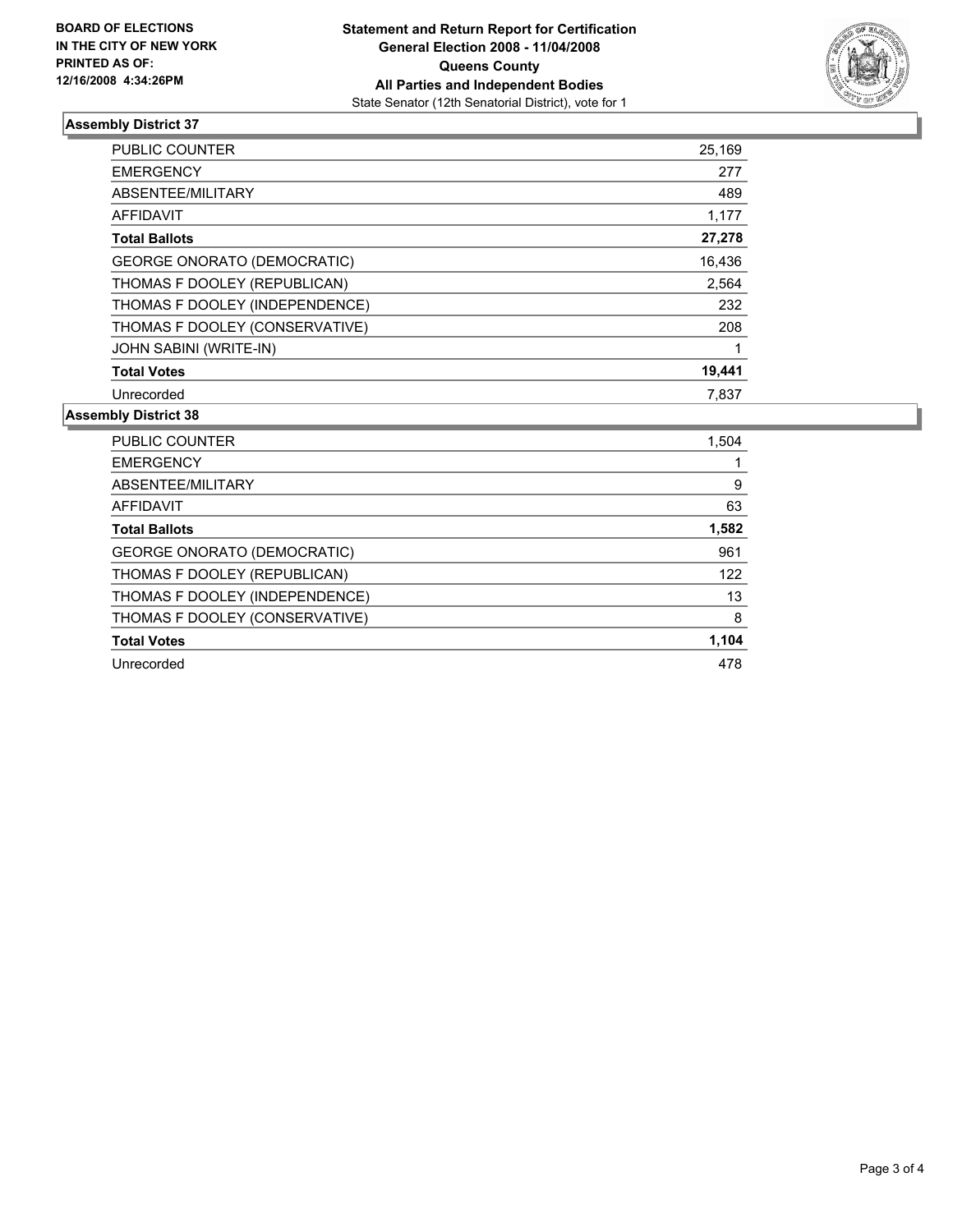**BOARD OF ELECTIONS IN THE CITY OF NEW YORK PRINTED AS OF: 12/16/2008 4:34:26PM**

# Statement and Return Report for Certification
## General Election 2008 - 11/04/2008
## Queens County
## All Parties and Independent Bodies

State Senator (12th Senatorial District), vote for 1

### Assembly District 37

| | |
|---|---|
| PUBLIC COUNTER | 25,169 |
| EMERGENCY | 277 |
| ABSENTEE/MILITARY | 489 |
| AFFIDAVIT | 1,177 |
| **Total Ballots** | **27,278** |
| GEORGE ONORATO (DEMOCRATIC) | 16,436 |
| THOMAS F DOOLEY (REPUBLICAN) | 2,564 |
| THOMAS F DOOLEY (INDEPENDENCE) | 232 |
| THOMAS F DOOLEY (CONSERVATIVE) | 208 |
| JOHN SABINI (WRITE-IN) | 1 |
| **Total Votes** | **19,441** |
| Unrecorded | 7,837 |

### Assembly District 38

| | |
|---|---|
| PUBLIC COUNTER | 1,504 |
| EMERGENCY | 1 |
| ABSENTEE/MILITARY | 9 |
| AFFIDAVIT | 63 |
| **Total Ballots** | **1,582** |
| GEORGE ONORATO (DEMOCRATIC) | 961 |
| THOMAS F DOOLEY (REPUBLICAN) | 122 |
| THOMAS F DOOLEY (INDEPENDENCE) | 13 |
| THOMAS F DOOLEY (CONSERVATIVE) | 8 |
| **Total Votes** | **1,104** |
| Unrecorded | 478 |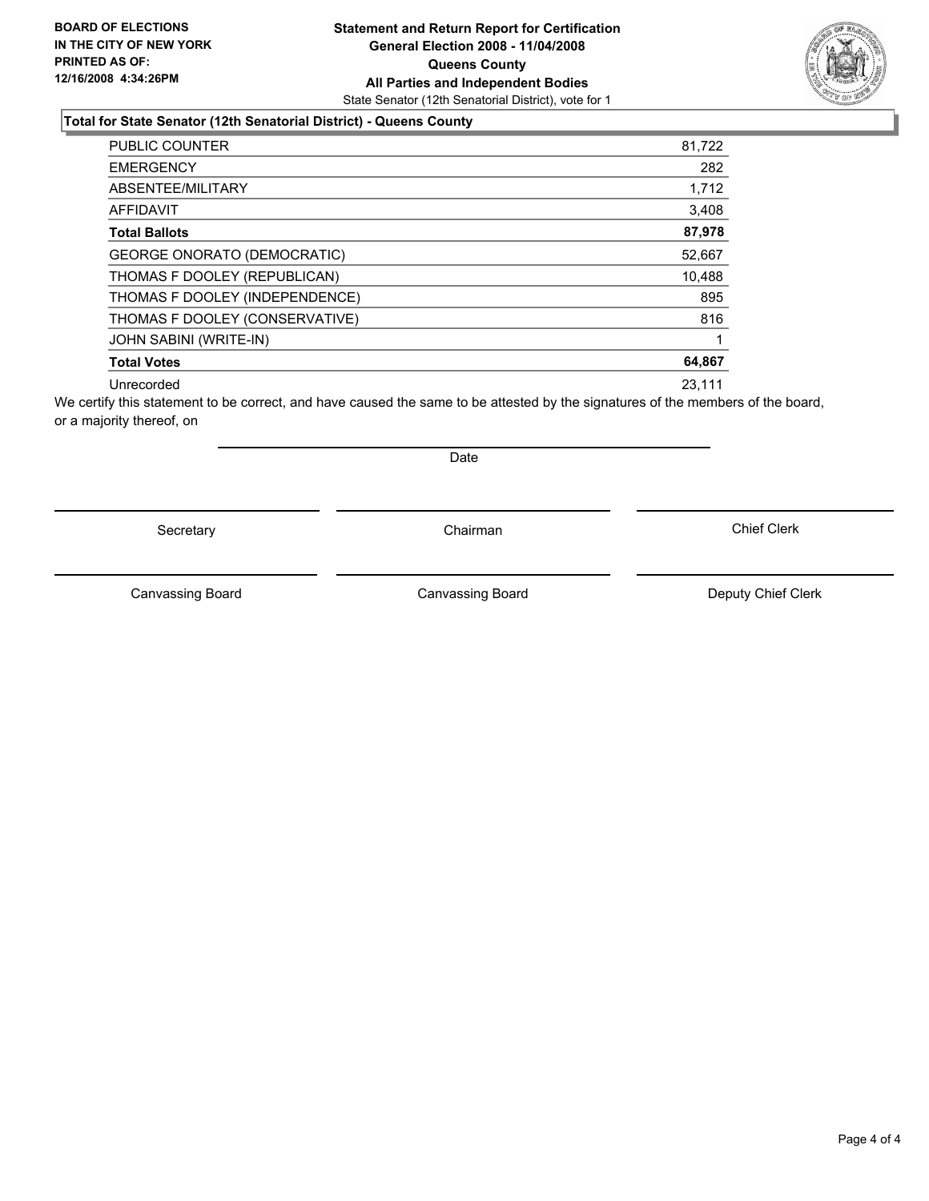**BOARD OF ELECTIONS IN THE CITY OF NEW YORK PRINTED AS OF: 12/16/2008 4:34:26PM**

**Statement and Return Report for Certification**
**General Election 2008 - 11/04/2008**
**Queens County**
**All Parties and Independent Bodies**
State Senator (12th Senatorial District), vote for 1

### Total for State Senator (12th Senatorial District) - Queens County

| | |
|---|---|
| PUBLIC COUNTER | 81,722 |
| EMERGENCY | 282 |
| ABSENTEE/MILITARY | 1,712 |
| AFFIDAVIT | 3,408 |
| **Total Ballots** | **87,978** |
| GEORGE ONORATO (DEMOCRATIC) | 52,667 |
| THOMAS F DOOLEY (REPUBLICAN) | 10,488 |
| THOMAS F DOOLEY (INDEPENDENCE) | 895 |
| THOMAS F DOOLEY (CONSERVATIVE) | 816 |
| JOHN SABINI (WRITE-IN) | 1 |
| **Total Votes** | **64,867** |
| Unrecorded | 23,111 |

We certify this statement to be correct, and have caused the same to be attested by the signatures of the members of the board, or a majority thereof, on

Date

Secretary    Chairman    Chief Clerk

Canvassing Board    Canvassing Board    Deputy Chief Clerk